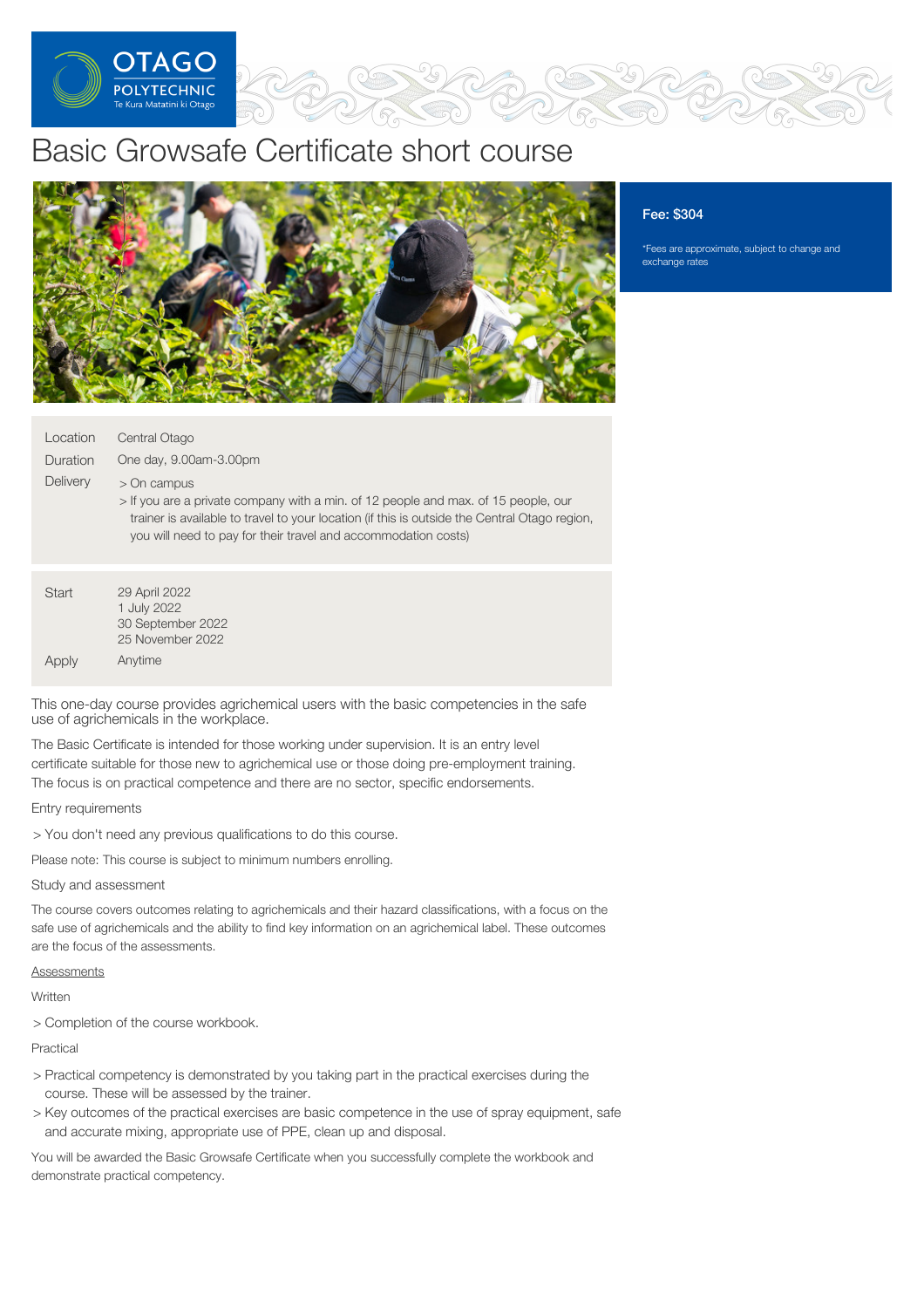# Basic Growsafe Certificate short course

**Fee: $304**

*Fees are approximate, subject to change and exchange rates

| | |
|---|---|
| Location | Central Otago |
| Duration | One day, 9.00am-3.00pm |
| Delivery | > On campus<br>> If you are a private company with a min. of 12 people and max. of 15 people, our trainer is available to travel to your location (if this is outside the Central Otago region, you will need to pay for their travel and accommodation costs) |

| | |
|---|---|
| Start | 29 April 2022<br>1 July 2022<br>30 September 2022<br>25 November 2022 |
| Apply | Anytime |

This one-day course provides agrichemical users with the basic competencies in the safe use of agrichemicals in the workplace.

The Basic Certificate is intended for those working under supervision. It is an entry level certificate suitable for those new to agrichemical use or those doing pre-employment training. The focus is on practical competence and there are no sector, specific endorsements.

Entry requirements

> You don't need any previous qualifications to do this course.

Please note: This course is subject to minimum numbers enrolling.

Study and assessment

The course covers outcomes relating to agrichemicals and their hazard classifications, with a focus on the safe use of agrichemicals and the ability to find key information on an agrichemical label. These outcomes are the focus of the assessments.

Assessments

Written

> Completion of the course workbook.

Practical

> Practical competency is demonstrated by you taking part in the practical exercises during the course. These will be assessed by the trainer.

> Key outcomes of the practical exercises are basic competence in the use of spray equipment, safe and accurate mixing, appropriate use of PPE, clean up and disposal.

You will be awarded the Basic Growsafe Certificate when you successfully complete the workbook and demonstrate practical competency.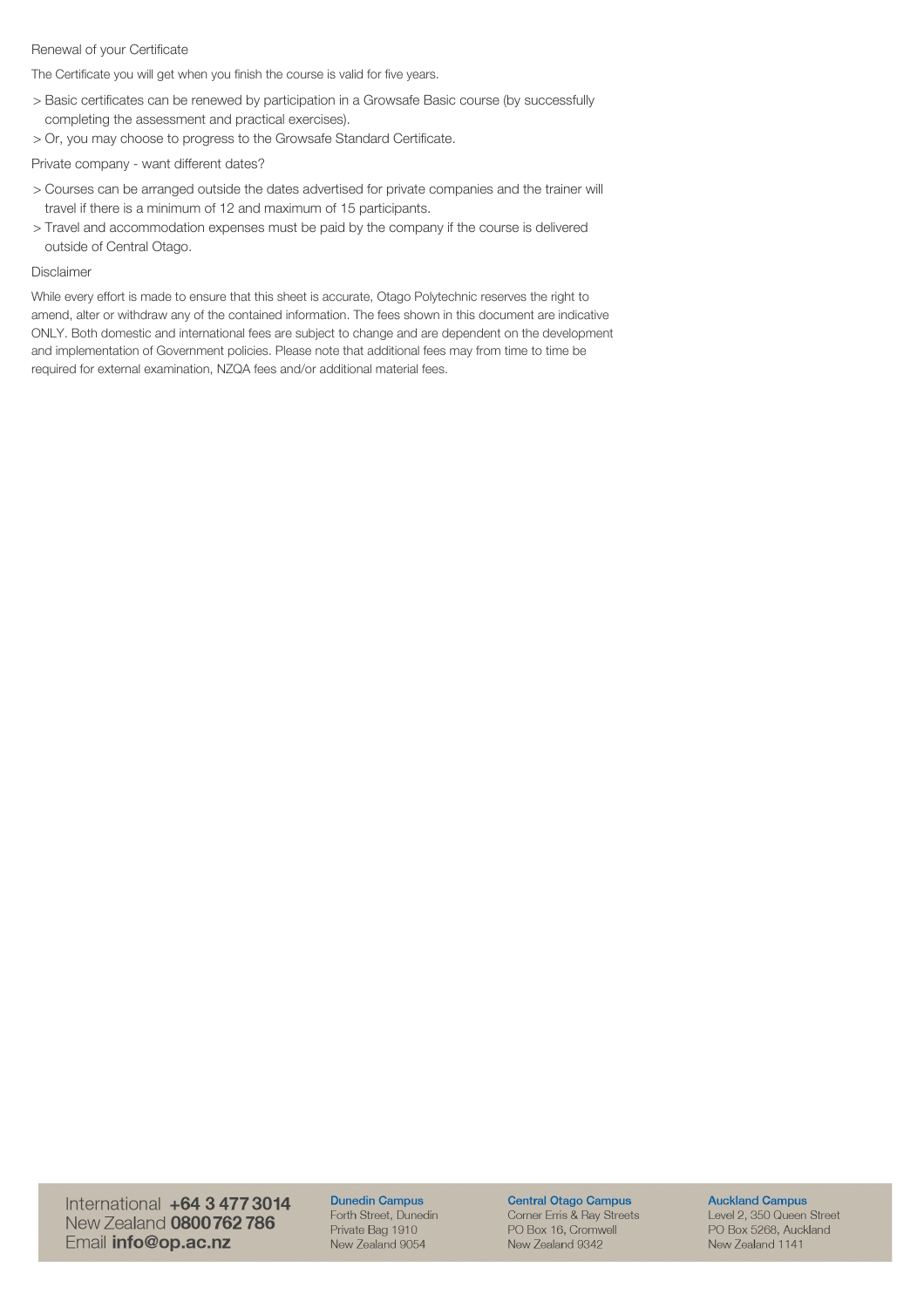## Renewal of your Certificate

The Certificate you will get when you finish the course is valid for five years.

> Basic certificates can be renewed by participation in a Growsafe Basic course (by successfully completing the assessment and practical exercises).
> Or, you may choose to progress to the Growsafe Standard Certificate.

## Private company - want different dates?

> Courses can be arranged outside the dates advertised for private companies and the trainer will travel if there is a minimum of 12 and maximum of 15 participants.
> Travel and accommodation expenses must be paid by the company if the course is delivered outside of Central Otago.

## Disclaimer

While every effort is made to ensure that this sheet is accurate, Otago Polytechnic reserves the right to amend, alter or withdraw any of the contained information. The fees shown in this document are indicative ONLY. Both domestic and international fees are subject to change and are dependent on the development and implementation of Government policies. Please note that additional fees may from time to time be required for external examination, NZQA fees and/or additional material fees.

International **+64 3 477 3014**
New Zealand **0800 762 786**
Email **info@op.ac.nz**

**Dunedin Campus**
Forth Street, Dunedin
Private Bag 1910
New Zealand 9054

**Central Otago Campus**
Corner Erris & Ray Streets
PO Box 16, Cromwell
New Zealand 9342

**Auckland Campus**
Level 2, 350 Queen Street
PO Box 5268, Auckland
New Zealand 1141